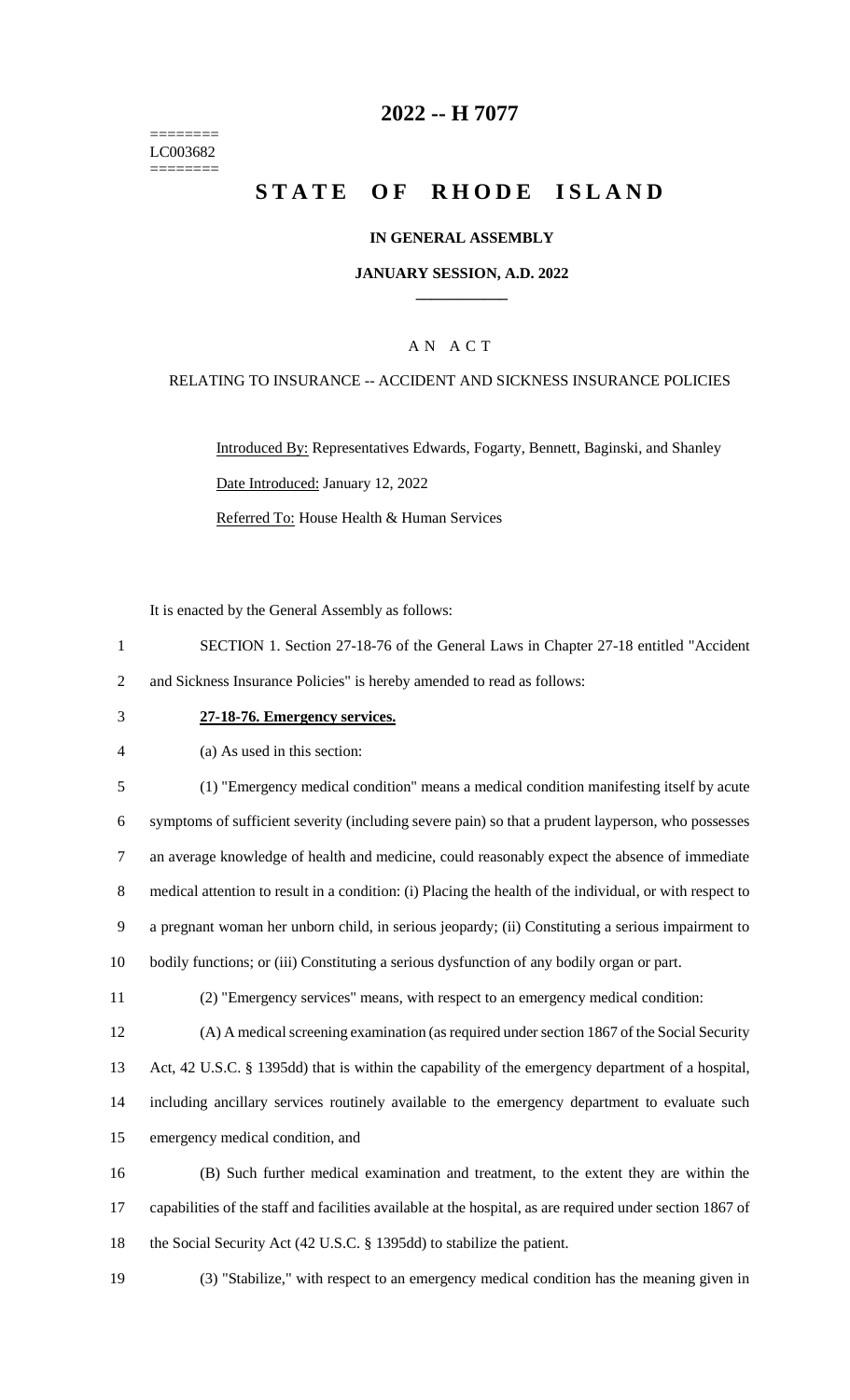========
LC003682
========

# 2022 -- H 7077

# STATE OF RHODE ISLAND

**IN GENERAL ASSEMBLY**

**JANUARY SESSION, A.D. 2022**

A N A C T

RELATING TO INSURANCE -- ACCIDENT AND SICKNESS INSURANCE POLICIES

Introduced By: Representatives Edwards, Fogarty, Bennett, Baginski, and Shanley

Date Introduced: January 12, 2022

Referred To: House Health & Human Services

It is enacted by the General Assembly as follows:

1 SECTION 1. Section 27-18-76 of the General Laws in Chapter 27-18 entitled "Accident
2 and Sickness Insurance Policies" is hereby amended to read as follows:

3 **27-18-76. Emergency services.**

4 (a) As used in this section:

5 (1) "Emergency medical condition" means a medical condition manifesting itself by acute
6 symptoms of sufficient severity (including severe pain) so that a prudent layperson, who possesses
7 an average knowledge of health and medicine, could reasonably expect the absence of immediate
8 medical attention to result in a condition: (i) Placing the health of the individual, or with respect to
9 a pregnant woman her unborn child, in serious jeopardy; (ii) Constituting a serious impairment to
10 bodily functions; or (iii) Constituting a serious dysfunction of any bodily organ or part.

11 (2) "Emergency services" means, with respect to an emergency medical condition:

12 (A) A medical screening examination (as required under section 1867 of the Social Security
13 Act, 42 U.S.C. § 1395dd) that is within the capability of the emergency department of a hospital,
14 including ancillary services routinely available to the emergency department to evaluate such
15 emergency medical condition, and

16 (B) Such further medical examination and treatment, to the extent they are within the
17 capabilities of the staff and facilities available at the hospital, as are required under section 1867 of
18 the Social Security Act (42 U.S.C. § 1395dd) to stabilize the patient.

19 (3) "Stabilize," with respect to an emergency medical condition has the meaning given in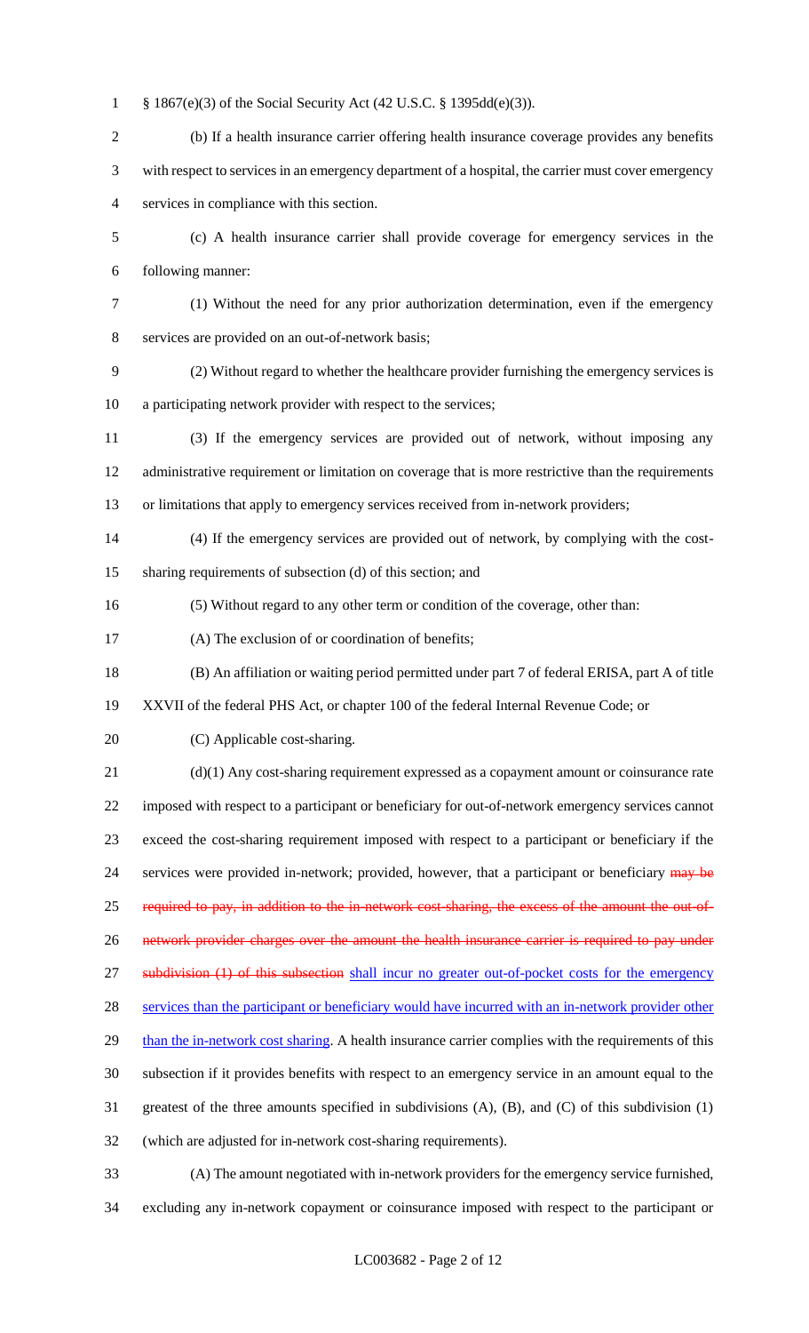§ 1867(e)(3) of the Social Security Act (42 U.S.C. § 1395dd(e)(3)).

(b) If a health insurance carrier offering health insurance coverage provides any benefits with respect to services in an emergency department of a hospital, the carrier must cover emergency services in compliance with this section.

(c) A health insurance carrier shall provide coverage for emergency services in the following manner:

(1) Without the need for any prior authorization determination, even if the emergency services are provided on an out-of-network basis;

(2) Without regard to whether the healthcare provider furnishing the emergency services is a participating network provider with respect to the services;

(3) If the emergency services are provided out of network, without imposing any administrative requirement or limitation on coverage that is more restrictive than the requirements or limitations that apply to emergency services received from in-network providers;

(4) If the emergency services are provided out of network, by complying with the cost-sharing requirements of subsection (d) of this section; and

(5) Without regard to any other term or condition of the coverage, other than:

(A) The exclusion of or coordination of benefits;

(B) An affiliation or waiting period permitted under part 7 of federal ERISA, part A of title XXVII of the federal PHS Act, or chapter 100 of the federal Internal Revenue Code; or

(C) Applicable cost-sharing.

(d)(1) Any cost-sharing requirement expressed as a copayment amount or coinsurance rate imposed with respect to a participant or beneficiary for out-of-network emergency services cannot exceed the cost-sharing requirement imposed with respect to a participant or beneficiary if the services were provided in-network; provided, however, that a participant or beneficiary ~~may be required to pay, in addition to the in-network cost-sharing, the excess of the amount the out-of-network provider charges over the amount the health insurance carrier is required to pay under subdivision (1) of this subsection~~ shall incur no greater out-of-pocket costs for the emergency services than the participant or beneficiary would have incurred with an in-network provider other than the in-network cost sharing. A health insurance carrier complies with the requirements of this subsection if it provides benefits with respect to an emergency service in an amount equal to the greatest of the three amounts specified in subdivisions (A), (B), and (C) of this subdivision (1) (which are adjusted for in-network cost-sharing requirements).

(A) The amount negotiated with in-network providers for the emergency service furnished, excluding any in-network copayment or coinsurance imposed with respect to the participant or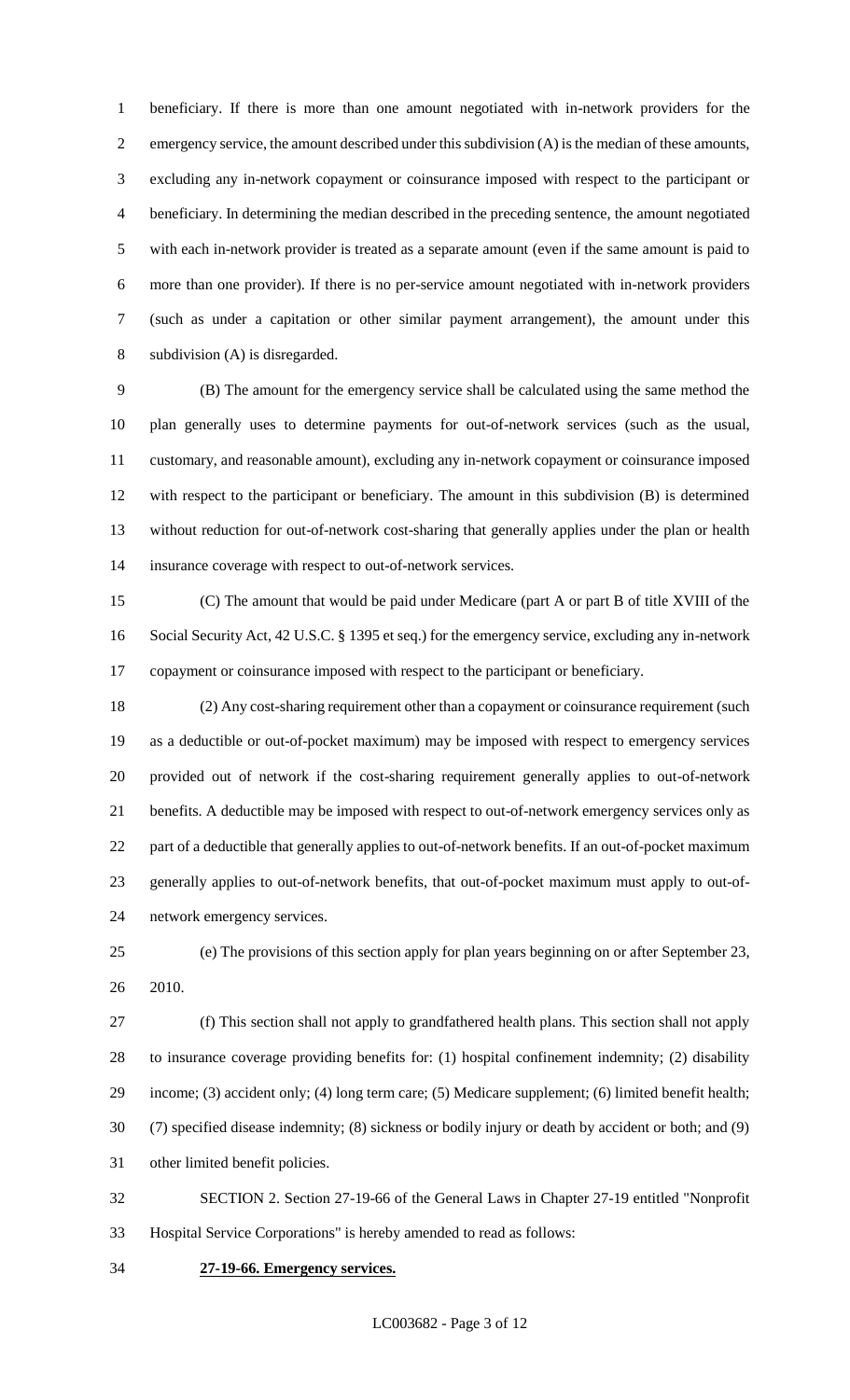beneficiary. If there is more than one amount negotiated with in-network providers for the emergency service, the amount described under this subdivision (A) is the median of these amounts, excluding any in-network copayment or coinsurance imposed with respect to the participant or beneficiary. In determining the median described in the preceding sentence, the amount negotiated with each in-network provider is treated as a separate amount (even if the same amount is paid to more than one provider). If there is no per-service amount negotiated with in-network providers (such as under a capitation or other similar payment arrangement), the amount under this subdivision (A) is disregarded.

(B) The amount for the emergency service shall be calculated using the same method the plan generally uses to determine payments for out-of-network services (such as the usual, customary, and reasonable amount), excluding any in-network copayment or coinsurance imposed with respect to the participant or beneficiary. The amount in this subdivision (B) is determined without reduction for out-of-network cost-sharing that generally applies under the plan or health insurance coverage with respect to out-of-network services.

(C) The amount that would be paid under Medicare (part A or part B of title XVIII of the Social Security Act, 42 U.S.C. § 1395 et seq.) for the emergency service, excluding any in-network copayment or coinsurance imposed with respect to the participant or beneficiary.

(2) Any cost-sharing requirement other than a copayment or coinsurance requirement (such as a deductible or out-of-pocket maximum) may be imposed with respect to emergency services provided out of network if the cost-sharing requirement generally applies to out-of-network benefits. A deductible may be imposed with respect to out-of-network emergency services only as part of a deductible that generally applies to out-of-network benefits. If an out-of-pocket maximum generally applies to out-of-network benefits, that out-of-pocket maximum must apply to out-of-network emergency services.

(e) The provisions of this section apply for plan years beginning on or after September 23, 2010.

(f) This section shall not apply to grandfathered health plans. This section shall not apply to insurance coverage providing benefits for: (1) hospital confinement indemnity; (2) disability income; (3) accident only; (4) long term care; (5) Medicare supplement; (6) limited benefit health; (7) specified disease indemnity; (8) sickness or bodily injury or death by accident or both; and (9) other limited benefit policies.

SECTION 2. Section 27-19-66 of the General Laws in Chapter 27-19 entitled "Nonprofit Hospital Service Corporations" is hereby amended to read as follows:

**27-19-66. Emergency services.**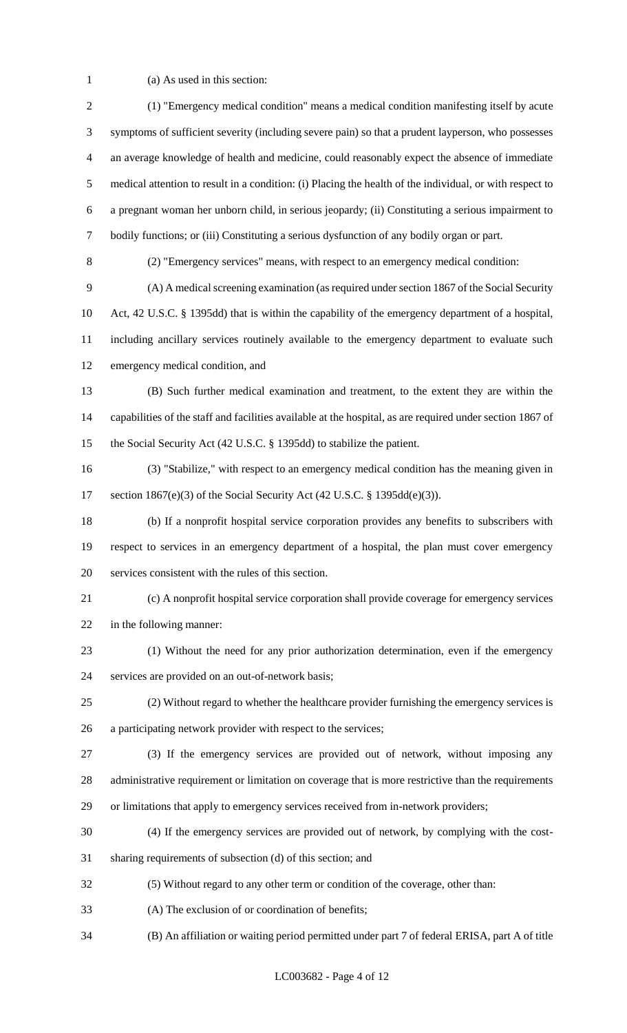(a) As used in this section:

(1) "Emergency medical condition" means a medical condition manifesting itself by acute symptoms of sufficient severity (including severe pain) so that a prudent layperson, who possesses an average knowledge of health and medicine, could reasonably expect the absence of immediate medical attention to result in a condition: (i) Placing the health of the individual, or with respect to a pregnant woman her unborn child, in serious jeopardy; (ii) Constituting a serious impairment to bodily functions; or (iii) Constituting a serious dysfunction of any bodily organ or part.

(2) "Emergency services" means, with respect to an emergency medical condition:

(A) A medical screening examination (as required under section 1867 of the Social Security Act, 42 U.S.C. § 1395dd) that is within the capability of the emergency department of a hospital, including ancillary services routinely available to the emergency department to evaluate such emergency medical condition, and

(B) Such further medical examination and treatment, to the extent they are within the capabilities of the staff and facilities available at the hospital, as are required under section 1867 of the Social Security Act (42 U.S.C. § 1395dd) to stabilize the patient.

(3) "Stabilize," with respect to an emergency medical condition has the meaning given in section 1867(e)(3) of the Social Security Act (42 U.S.C. § 1395dd(e)(3)).

(b) If a nonprofit hospital service corporation provides any benefits to subscribers with respect to services in an emergency department of a hospital, the plan must cover emergency services consistent with the rules of this section.

(c) A nonprofit hospital service corporation shall provide coverage for emergency services in the following manner:

(1) Without the need for any prior authorization determination, even if the emergency services are provided on an out-of-network basis;

(2) Without regard to whether the healthcare provider furnishing the emergency services is a participating network provider with respect to the services;

(3) If the emergency services are provided out of network, without imposing any administrative requirement or limitation on coverage that is more restrictive than the requirements or limitations that apply to emergency services received from in-network providers;

(4) If the emergency services are provided out of network, by complying with the cost-sharing requirements of subsection (d) of this section; and

(5) Without regard to any other term or condition of the coverage, other than:

(A) The exclusion of or coordination of benefits;

(B) An affiliation or waiting period permitted under part 7 of federal ERISA, part A of title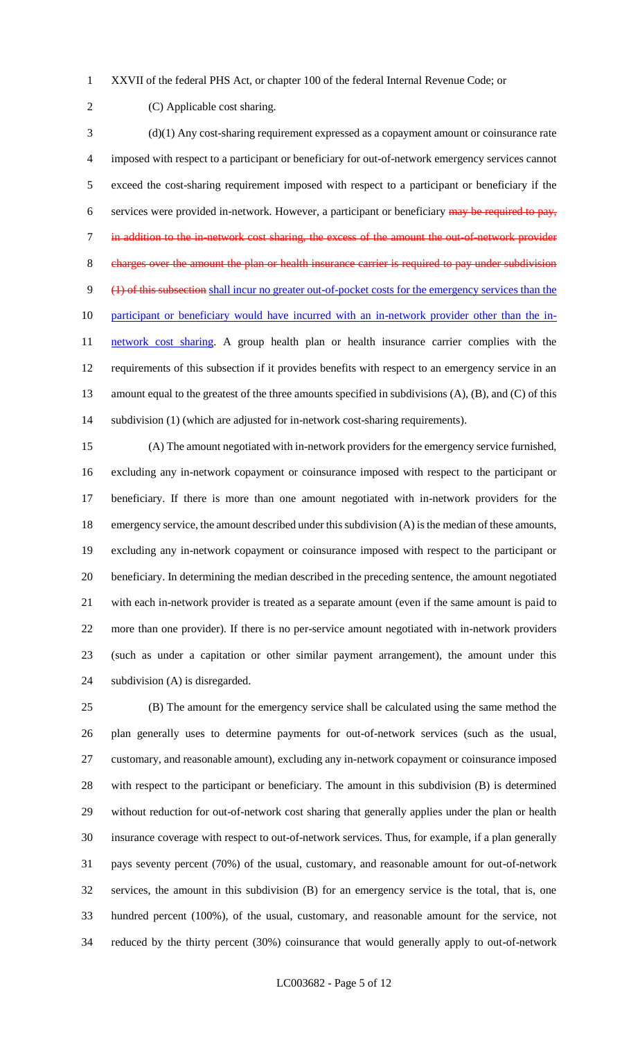XXVII of the federal PHS Act, or chapter 100 of the federal Internal Revenue Code; or

(C) Applicable cost sharing.

(d)(1) Any cost-sharing requirement expressed as a copayment amount or coinsurance rate imposed with respect to a participant or beneficiary for out-of-network emergency services cannot exceed the cost-sharing requirement imposed with respect to a participant or beneficiary if the services were provided in-network. However, a participant or beneficiary ~~may be required to pay, in addition to the in-network cost sharing, the excess of the amount the out-of-network provider charges over the amount the plan or health insurance carrier is required to pay under subdivision (1) of this subsection~~ shall incur no greater out-of-pocket costs for the emergency services than the participant or beneficiary would have incurred with an in-network provider other than the in-network cost sharing. A group health plan or health insurance carrier complies with the requirements of this subsection if it provides benefits with respect to an emergency service in an amount equal to the greatest of the three amounts specified in subdivisions (A), (B), and (C) of this subdivision (1) (which are adjusted for in-network cost-sharing requirements).

(A) The amount negotiated with in-network providers for the emergency service furnished, excluding any in-network copayment or coinsurance imposed with respect to the participant or beneficiary. If there is more than one amount negotiated with in-network providers for the emergency service, the amount described under this subdivision (A) is the median of these amounts, excluding any in-network copayment or coinsurance imposed with respect to the participant or beneficiary. In determining the median described in the preceding sentence, the amount negotiated with each in-network provider is treated as a separate amount (even if the same amount is paid to more than one provider). If there is no per-service amount negotiated with in-network providers (such as under a capitation or other similar payment arrangement), the amount under this subdivision (A) is disregarded.

(B) The amount for the emergency service shall be calculated using the same method the plan generally uses to determine payments for out-of-network services (such as the usual, customary, and reasonable amount), excluding any in-network copayment or coinsurance imposed with respect to the participant or beneficiary. The amount in this subdivision (B) is determined without reduction for out-of-network cost sharing that generally applies under the plan or health insurance coverage with respect to out-of-network services. Thus, for example, if a plan generally pays seventy percent (70%) of the usual, customary, and reasonable amount for out-of-network services, the amount in this subdivision (B) for an emergency service is the total, that is, one hundred percent (100%), of the usual, customary, and reasonable amount for the service, not reduced by the thirty percent (30%) coinsurance that would generally apply to out-of-network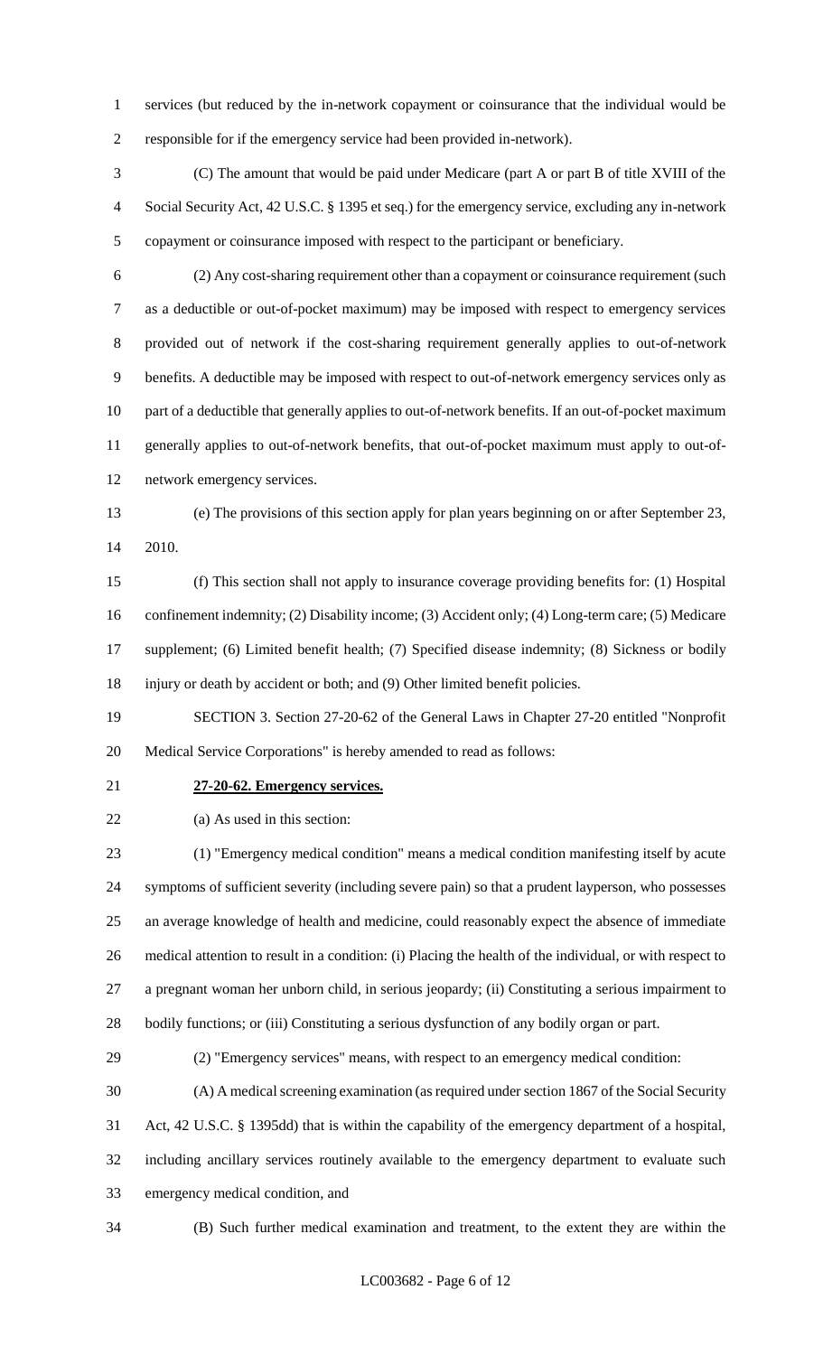services (but reduced by the in-network copayment or coinsurance that the individual would be responsible for if the emergency service had been provided in-network).

(C) The amount that would be paid under Medicare (part A or part B of title XVIII of the Social Security Act, 42 U.S.C. § 1395 et seq.) for the emergency service, excluding any in-network copayment or coinsurance imposed with respect to the participant or beneficiary.

(2) Any cost-sharing requirement other than a copayment or coinsurance requirement (such as a deductible or out-of-pocket maximum) may be imposed with respect to emergency services provided out of network if the cost-sharing requirement generally applies to out-of-network benefits. A deductible may be imposed with respect to out-of-network emergency services only as part of a deductible that generally applies to out-of-network benefits. If an out-of-pocket maximum generally applies to out-of-network benefits, that out-of-pocket maximum must apply to out-of-network emergency services.

(e) The provisions of this section apply for plan years beginning on or after September 23, 2010.

(f) This section shall not apply to insurance coverage providing benefits for: (1) Hospital confinement indemnity; (2) Disability income; (3) Accident only; (4) Long-term care; (5) Medicare supplement; (6) Limited benefit health; (7) Specified disease indemnity; (8) Sickness or bodily injury or death by accident or both; and (9) Other limited benefit policies.

SECTION 3. Section 27-20-62 of the General Laws in Chapter 27-20 entitled "Nonprofit Medical Service Corporations" is hereby amended to read as follows:

**27-20-62. Emergency services.**

(a) As used in this section:

(1) "Emergency medical condition" means a medical condition manifesting itself by acute symptoms of sufficient severity (including severe pain) so that a prudent layperson, who possesses an average knowledge of health and medicine, could reasonably expect the absence of immediate medical attention to result in a condition: (i) Placing the health of the individual, or with respect to a pregnant woman her unborn child, in serious jeopardy; (ii) Constituting a serious impairment to bodily functions; or (iii) Constituting a serious dysfunction of any bodily organ or part.

(2) "Emergency services" means, with respect to an emergency medical condition:

(A) A medical screening examination (as required under section 1867 of the Social Security Act, 42 U.S.C. § 1395dd) that is within the capability of the emergency department of a hospital, including ancillary services routinely available to the emergency department to evaluate such emergency medical condition, and

(B) Such further medical examination and treatment, to the extent they are within the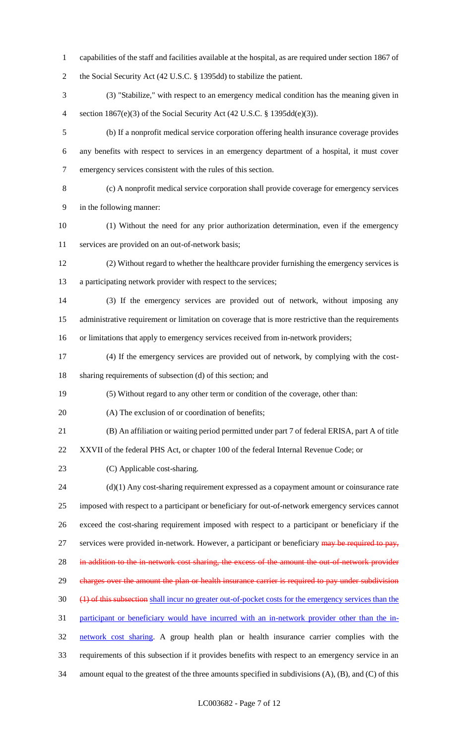capabilities of the staff and facilities available at the hospital, as are required under section 1867 of the Social Security Act (42 U.S.C. § 1395dd) to stabilize the patient.

(3) "Stabilize," with respect to an emergency medical condition has the meaning given in section 1867(e)(3) of the Social Security Act (42 U.S.C. § 1395dd(e)(3)).

(b) If a nonprofit medical service corporation offering health insurance coverage provides any benefits with respect to services in an emergency department of a hospital, it must cover emergency services consistent with the rules of this section.

(c) A nonprofit medical service corporation shall provide coverage for emergency services in the following manner:

(1) Without the need for any prior authorization determination, even if the emergency services are provided on an out-of-network basis;

(2) Without regard to whether the healthcare provider furnishing the emergency services is a participating network provider with respect to the services;

(3) If the emergency services are provided out of network, without imposing any administrative requirement or limitation on coverage that is more restrictive than the requirements or limitations that apply to emergency services received from in-network providers;

(4) If the emergency services are provided out of network, by complying with the cost-sharing requirements of subsection (d) of this section; and

(5) Without regard to any other term or condition of the coverage, other than:

(A) The exclusion of or coordination of benefits;

(B) An affiliation or waiting period permitted under part 7 of federal ERISA, part A of title XXVII of the federal PHS Act, or chapter 100 of the federal Internal Revenue Code; or

(C) Applicable cost-sharing.

(d)(1) Any cost-sharing requirement expressed as a copayment amount or coinsurance rate imposed with respect to a participant or beneficiary for out-of-network emergency services cannot exceed the cost-sharing requirement imposed with respect to a participant or beneficiary if the services were provided in-network. However, a participant or beneficiary ~~may be required to pay, in addition to the in-network cost sharing, the excess of the amount the out-of-network provider charges over the amount the plan or health insurance carrier is required to pay under subdivision (1) of this subsection~~ <u>shall incur no greater out-of-pocket costs for the emergency services than the participant or beneficiary would have incurred with an in-network provider other than the in-network cost sharing</u>. A group health plan or health insurance carrier complies with the requirements of this subsection if it provides benefits with respect to an emergency service in an amount equal to the greatest of the three amounts specified in subdivisions (A), (B), and (C) of this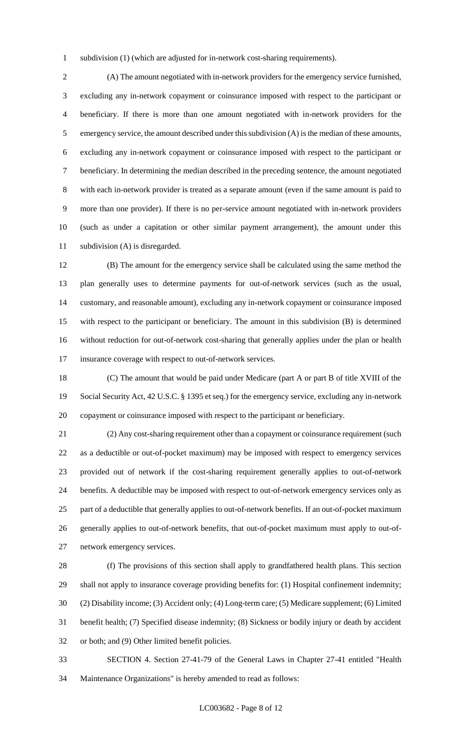subdivision (1) (which are adjusted for in-network cost-sharing requirements).

(A) The amount negotiated with in-network providers for the emergency service furnished, excluding any in-network copayment or coinsurance imposed with respect to the participant or beneficiary. If there is more than one amount negotiated with in-network providers for the emergency service, the amount described under this subdivision (A) is the median of these amounts, excluding any in-network copayment or coinsurance imposed with respect to the participant or beneficiary. In determining the median described in the preceding sentence, the amount negotiated with each in-network provider is treated as a separate amount (even if the same amount is paid to more than one provider). If there is no per-service amount negotiated with in-network providers (such as under a capitation or other similar payment arrangement), the amount under this subdivision (A) is disregarded.

(B) The amount for the emergency service shall be calculated using the same method the plan generally uses to determine payments for out-of-network services (such as the usual, customary, and reasonable amount), excluding any in-network copayment or coinsurance imposed with respect to the participant or beneficiary. The amount in this subdivision (B) is determined without reduction for out-of-network cost-sharing that generally applies under the plan or health insurance coverage with respect to out-of-network services.

(C) The amount that would be paid under Medicare (part A or part B of title XVIII of the Social Security Act, 42 U.S.C. § 1395 et seq.) for the emergency service, excluding any in-network copayment or coinsurance imposed with respect to the participant or beneficiary.

(2) Any cost-sharing requirement other than a copayment or coinsurance requirement (such as a deductible or out-of-pocket maximum) may be imposed with respect to emergency services provided out of network if the cost-sharing requirement generally applies to out-of-network benefits. A deductible may be imposed with respect to out-of-network emergency services only as part of a deductible that generally applies to out-of-network benefits. If an out-of-pocket maximum generally applies to out-of-network benefits, that out-of-pocket maximum must apply to out-of-network emergency services.

(f) The provisions of this section shall apply to grandfathered health plans. This section shall not apply to insurance coverage providing benefits for: (1) Hospital confinement indemnity; (2) Disability income; (3) Accident only; (4) Long-term care; (5) Medicare supplement; (6) Limited benefit health; (7) Specified disease indemnity; (8) Sickness or bodily injury or death by accident or both; and (9) Other limited benefit policies.

SECTION 4. Section 27-41-79 of the General Laws in Chapter 27-41 entitled "Health Maintenance Organizations" is hereby amended to read as follows: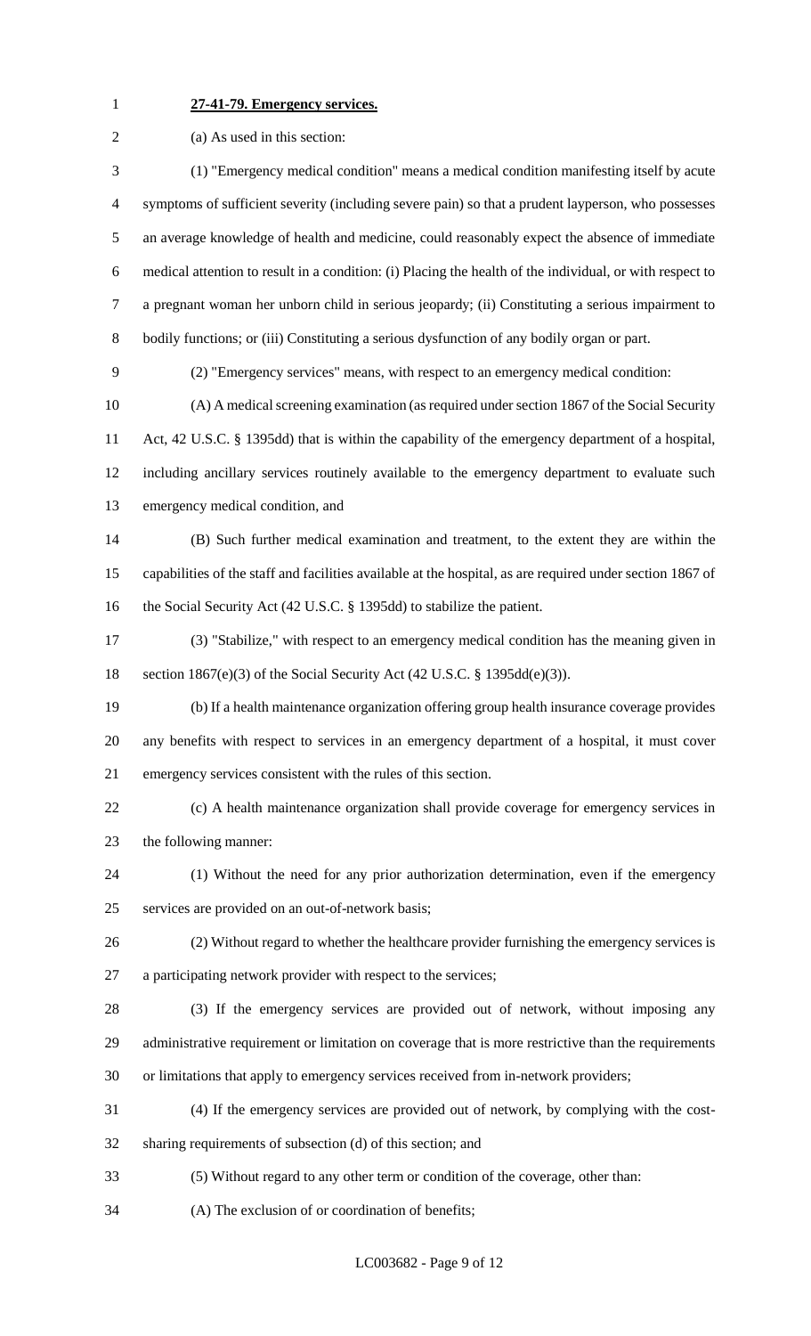**27-41-79. Emergency services.**

(a) As used in this section:

(1) "Emergency medical condition" means a medical condition manifesting itself by acute symptoms of sufficient severity (including severe pain) so that a prudent layperson, who possesses an average knowledge of health and medicine, could reasonably expect the absence of immediate medical attention to result in a condition: (i) Placing the health of the individual, or with respect to a pregnant woman her unborn child in serious jeopardy; (ii) Constituting a serious impairment to bodily functions; or (iii) Constituting a serious dysfunction of any bodily organ or part.

(2) "Emergency services" means, with respect to an emergency medical condition:

(A) A medical screening examination (as required under section 1867 of the Social Security Act, 42 U.S.C. § 1395dd) that is within the capability of the emergency department of a hospital, including ancillary services routinely available to the emergency department to evaluate such emergency medical condition, and

(B) Such further medical examination and treatment, to the extent they are within the capabilities of the staff and facilities available at the hospital, as are required under section 1867 of the Social Security Act (42 U.S.C. § 1395dd) to stabilize the patient.

(3) "Stabilize," with respect to an emergency medical condition has the meaning given in section 1867(e)(3) of the Social Security Act (42 U.S.C. § 1395dd(e)(3)).

(b) If a health maintenance organization offering group health insurance coverage provides any benefits with respect to services in an emergency department of a hospital, it must cover emergency services consistent with the rules of this section.

(c) A health maintenance organization shall provide coverage for emergency services in the following manner:

(1) Without the need for any prior authorization determination, even if the emergency services are provided on an out-of-network basis;

(2) Without regard to whether the healthcare provider furnishing the emergency services is a participating network provider with respect to the services;

(3) If the emergency services are provided out of network, without imposing any administrative requirement or limitation on coverage that is more restrictive than the requirements or limitations that apply to emergency services received from in-network providers;

(4) If the emergency services are provided out of network, by complying with the cost-sharing requirements of subsection (d) of this section; and

(5) Without regard to any other term or condition of the coverage, other than:

(A) The exclusion of or coordination of benefits;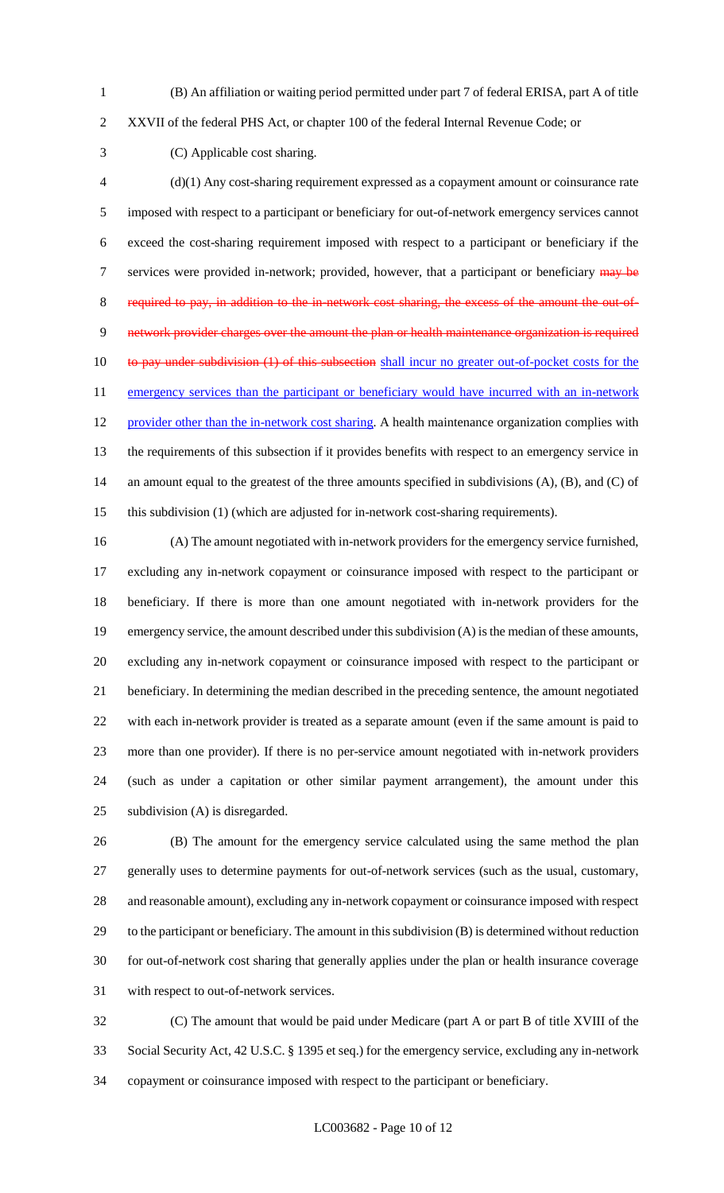(B) An affiliation or waiting period permitted under part 7 of federal ERISA, part A of title XXVII of the federal PHS Act, or chapter 100 of the federal Internal Revenue Code; or

(C) Applicable cost sharing.

(d)(1) Any cost-sharing requirement expressed as a copayment amount or coinsurance rate imposed with respect to a participant or beneficiary for out-of-network emergency services cannot exceed the cost-sharing requirement imposed with respect to a participant or beneficiary if the services were provided in-network; provided, however, that a participant or beneficiary ~~may be required to pay, in addition to the in-network cost sharing, the excess of the amount the out-of-network provider charges over the amount the plan or health maintenance organization is required to pay under subdivision (1) of this subsection~~ shall incur no greater out-of-pocket costs for the emergency services than the participant or beneficiary would have incurred with an in-network provider other than the in-network cost sharing. A health maintenance organization complies with the requirements of this subsection if it provides benefits with respect to an emergency service in an amount equal to the greatest of the three amounts specified in subdivisions (A), (B), and (C) of this subdivision (1) (which are adjusted for in-network cost-sharing requirements).

(A) The amount negotiated with in-network providers for the emergency service furnished, excluding any in-network copayment or coinsurance imposed with respect to the participant or beneficiary. If there is more than one amount negotiated with in-network providers for the emergency service, the amount described under this subdivision (A) is the median of these amounts, excluding any in-network copayment or coinsurance imposed with respect to the participant or beneficiary. In determining the median described in the preceding sentence, the amount negotiated with each in-network provider is treated as a separate amount (even if the same amount is paid to more than one provider). If there is no per-service amount negotiated with in-network providers (such as under a capitation or other similar payment arrangement), the amount under this subdivision (A) is disregarded.

(B) The amount for the emergency service calculated using the same method the plan generally uses to determine payments for out-of-network services (such as the usual, customary, and reasonable amount), excluding any in-network copayment or coinsurance imposed with respect to the participant or beneficiary. The amount in this subdivision (B) is determined without reduction for out-of-network cost sharing that generally applies under the plan or health insurance coverage with respect to out-of-network services.

(C) The amount that would be paid under Medicare (part A or part B of title XVIII of the Social Security Act, 42 U.S.C. § 1395 et seq.) for the emergency service, excluding any in-network copayment or coinsurance imposed with respect to the participant or beneficiary.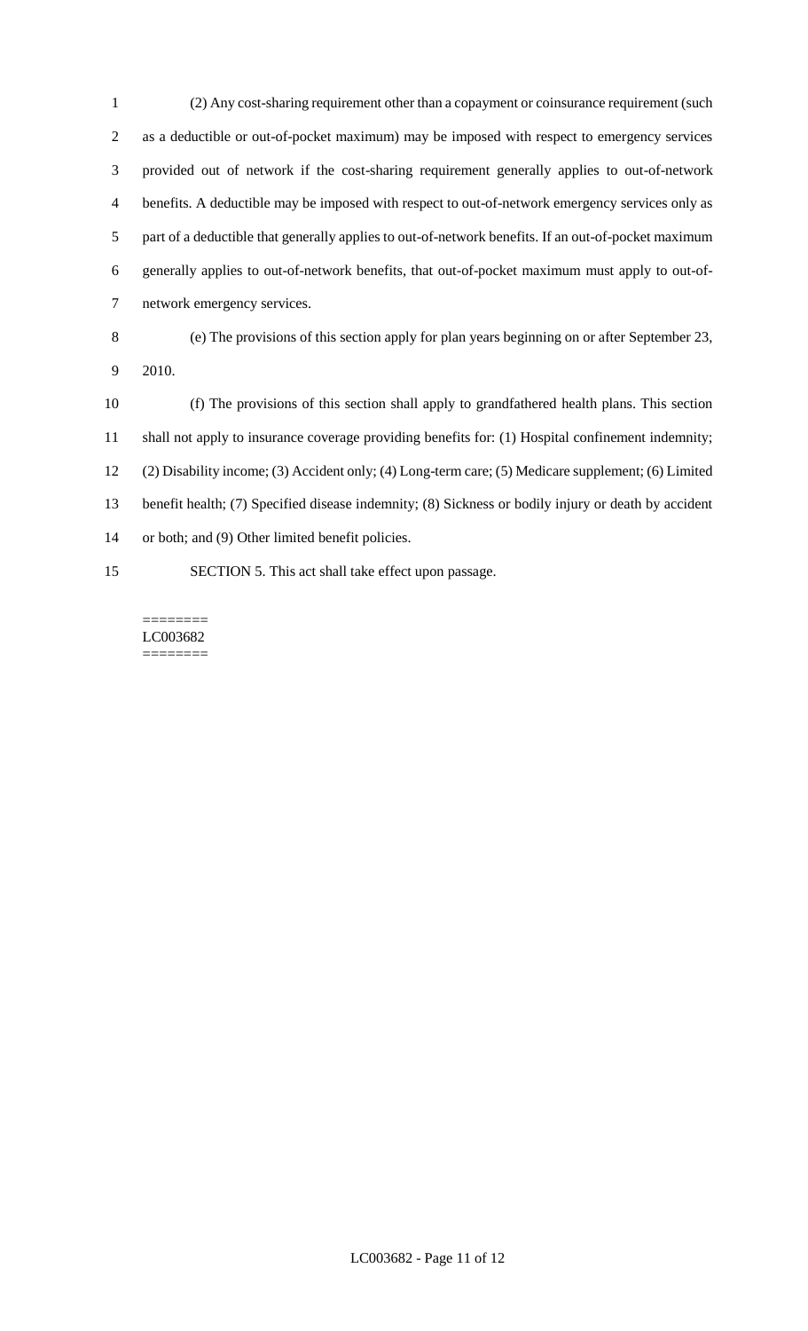(2) Any cost-sharing requirement other than a copayment or coinsurance requirement (such as a deductible or out-of-pocket maximum) may be imposed with respect to emergency services provided out of network if the cost-sharing requirement generally applies to out-of-network benefits. A deductible may be imposed with respect to out-of-network emergency services only as part of a deductible that generally applies to out-of-network benefits. If an out-of-pocket maximum generally applies to out-of-network benefits, that out-of-pocket maximum must apply to out-of-network emergency services.

(e) The provisions of this section apply for plan years beginning on or after September 23, 2010.

(f) The provisions of this section shall apply to grandfathered health plans. This section shall not apply to insurance coverage providing benefits for: (1) Hospital confinement indemnity; (2) Disability income; (3) Accident only; (4) Long-term care; (5) Medicare supplement; (6) Limited benefit health; (7) Specified disease indemnity; (8) Sickness or bodily injury or death by accident or both; and (9) Other limited benefit policies.

SECTION 5. This act shall take effect upon passage.

========
LC003682
========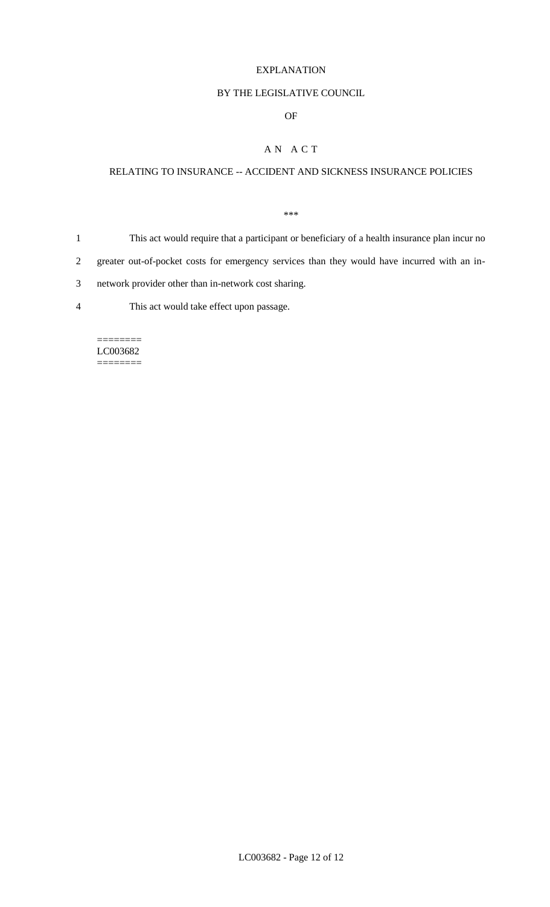EXPLANATION

BY THE LEGISLATIVE COUNCIL

OF

A N A C T

RELATING TO INSURANCE -- ACCIDENT AND SICKNESS INSURANCE POLICIES

\*\*\*

1 This act would require that a participant or beneficiary of a health insurance plan incur no
2 greater out-of-pocket costs for emergency services than they would have incurred with an in-
3 network provider other than in-network cost sharing.
4 This act would take effect upon passage.

========
LC003682
========